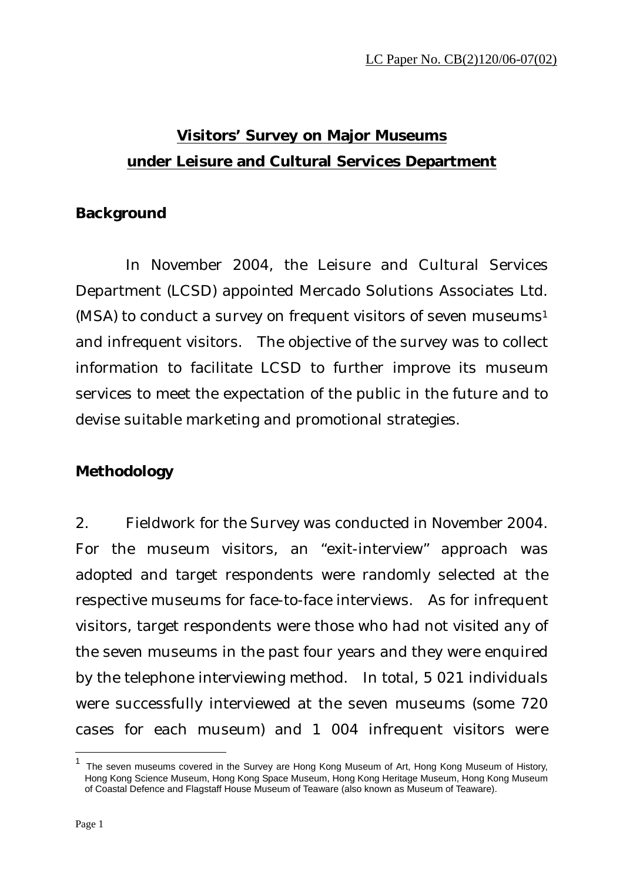LC Paper No. CB(2)120/06-07(02)

# Visitors' Survey on Major Museums under Leisure and Cultural Services Department

## Background

In November 2004, the Leisure and Cultural Services Department (LCSD) appointed Mercado Solutions Associates Ltd. (MSA) to conduct a survey on frequent visitors of seven museums[1] and infrequent visitors. The objective of the survey was to collect information to facilitate LCSD to further improve its museum services to meet the expectation of the public in the future and to devise suitable marketing and promotional strategies.

## Methodology

2. Fieldwork for the Survey was conducted in November 2004. For the museum visitors, an "exit-interview" approach was adopted and target respondents were randomly selected at the respective museums for face-to-face interviews. As for infrequent visitors, target respondents were those who had not visited any of the seven museums in the past four years and they were enquired by the telephone interviewing method. In total, 5 021 individuals were successfully interviewed at the seven museums (some 720 cases for each museum) and 1 004 infrequent visitors were

---

[1] The seven museums covered in the Survey are Hong Kong Museum of Art, Hong Kong Museum of History, Hong Kong Science Museum, Hong Kong Space Museum, Hong Kong Heritage Museum, Hong Kong Museum of Coastal Defence and Flagstaff House Museum of Teaware (also known as Museum of Teaware).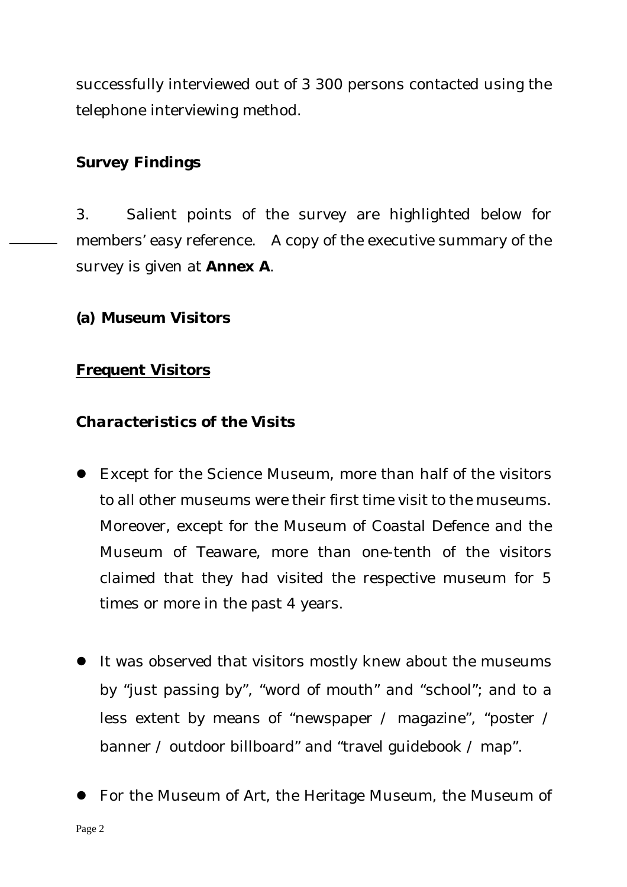successfully interviewed out of 3 300 persons contacted using the telephone interviewing method.

**Survey Findings**

3. Salient points of the survey are highlighted below for members' easy reference. A copy of the executive summary of the survey is given at **Annex A**.

**(a) Museum Visitors**

**Frequent Visitors**

***Characteristics of the Visits***

- Except for the Science Museum, more than half of the visitors to all other museums were their first time visit to the museums. Moreover, except for the Museum of Coastal Defence and the Museum of Teaware, more than one-tenth of the visitors claimed that they had visited the respective museum for 5 times or more in the past 4 years.

- It was observed that visitors mostly knew about the museums by "just passing by", "word of mouth" and "school"; and to a less extent by means of "newspaper / magazine", "poster / banner / outdoor billboard" and "travel guidebook / map".

- For the Museum of Art, the Heritage Museum, the Museum of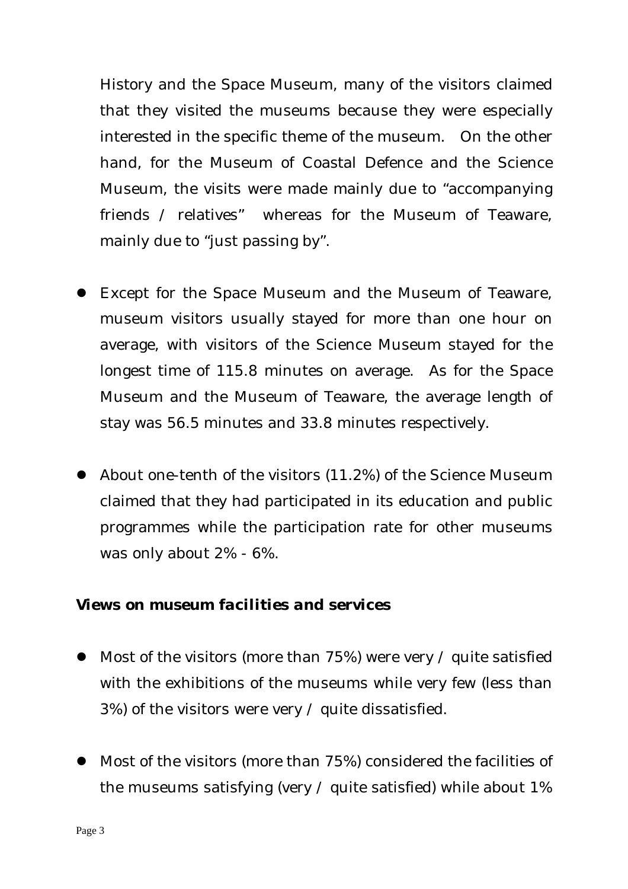History and the Space Museum, many of the visitors claimed that they visited the museums because they were especially interested in the specific theme of the museum. On the other hand, for the Museum of Coastal Defence and the Science Museum, the visits were made mainly due to "accompanying friends / relatives" whereas for the Museum of Teaware, mainly due to "just passing by".

- Except for the Space Museum and the Museum of Teaware, museum visitors usually stayed for more than one hour on average, with visitors of the Science Museum stayed for the longest time of 115.8 minutes on average. As for the Space Museum and the Museum of Teaware, the average length of stay was 56.5 minutes and 33.8 minutes respectively.

- About one-tenth of the visitors (11.2%) of the Science Museum claimed that they had participated in its education and public programmes while the participation rate for other museums was only about 2% - 6%.

**Views on museum facilities and services**

- Most of the visitors (more than 75%) were very / quite satisfied with the exhibitions of the museums while very few (less than 3%) of the visitors were very / quite dissatisfied.

- Most of the visitors (more than 75%) considered the facilities of the museums satisfying (very / quite satisfied) while about 1%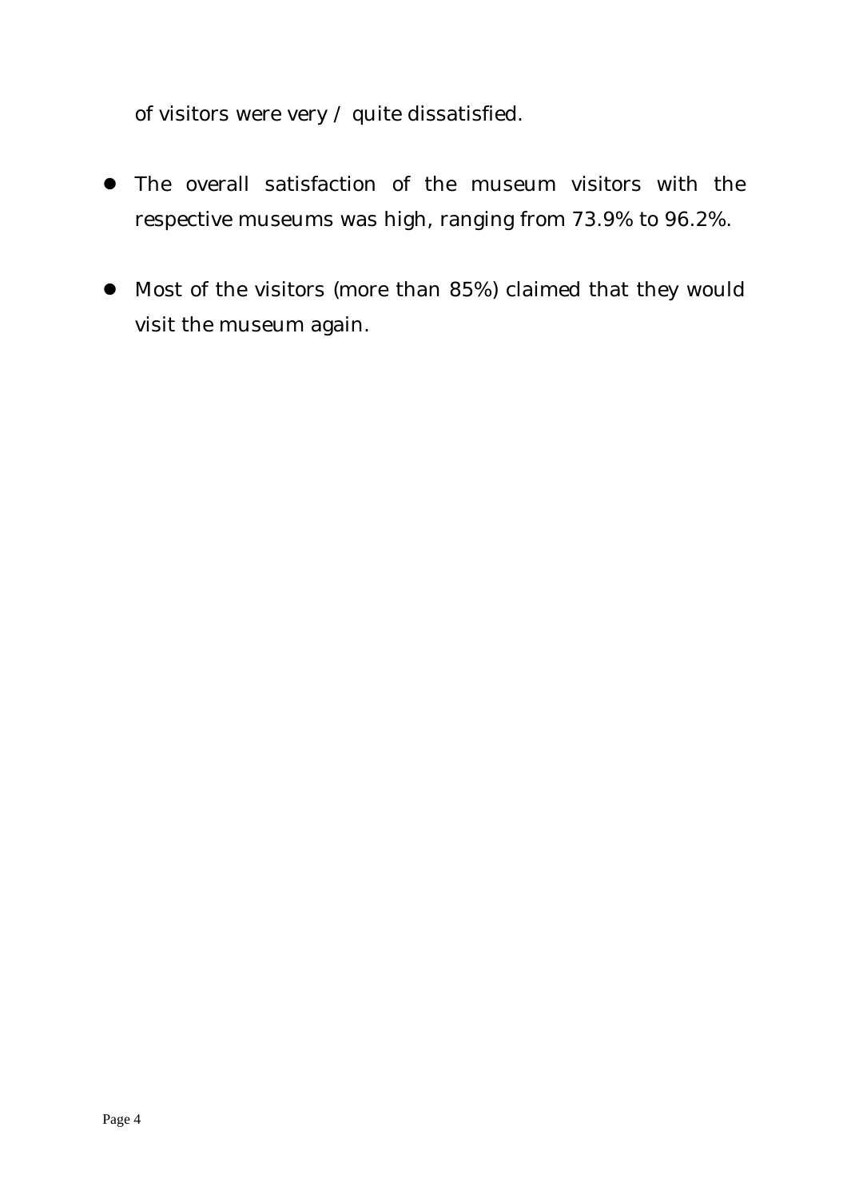of visitors were very / quite dissatisfied.

- The overall satisfaction of the museum visitors with the respective museums was high, ranging from 73.9% to 96.2%.

- Most of the visitors (more than 85%) claimed that they would visit the museum again.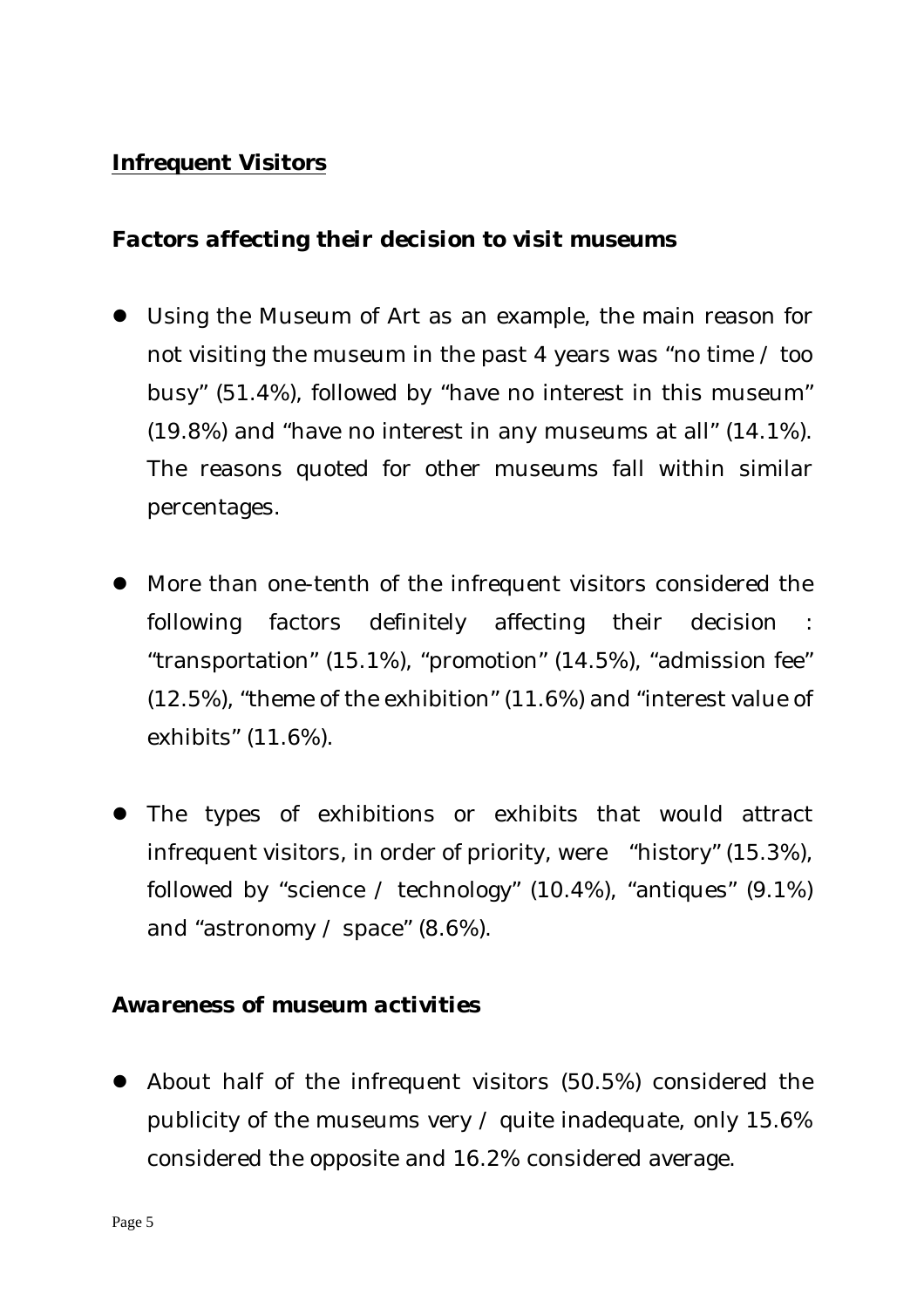## Infrequent Visitors

### *Factors affecting their decision to visit museums*

- Using the Museum of Art as an example, the main reason for not visiting the museum in the past 4 years was "no time / too busy" (51.4%), followed by "have no interest in this museum" (19.8%) and "have no interest in any museums at all" (14.1%). The reasons quoted for other museums fall within similar percentages.

- More than one-tenth of the infrequent visitors considered the following factors definitely affecting their decision : "transportation" (15.1%), "promotion" (14.5%), "admission fee" (12.5%), "theme of the exhibition" (11.6%) and "interest value of exhibits" (11.6%).

- The types of exhibitions or exhibits that would attract infrequent visitors, in order of priority, were "history" (15.3%), followed by "science / technology" (10.4%), "antiques" (9.1%) and "astronomy / space" (8.6%).

### *Awareness of museum activities*

- About half of the infrequent visitors (50.5%) considered the publicity of the museums very / quite inadequate, only 15.6% considered the opposite and 16.2% considered average.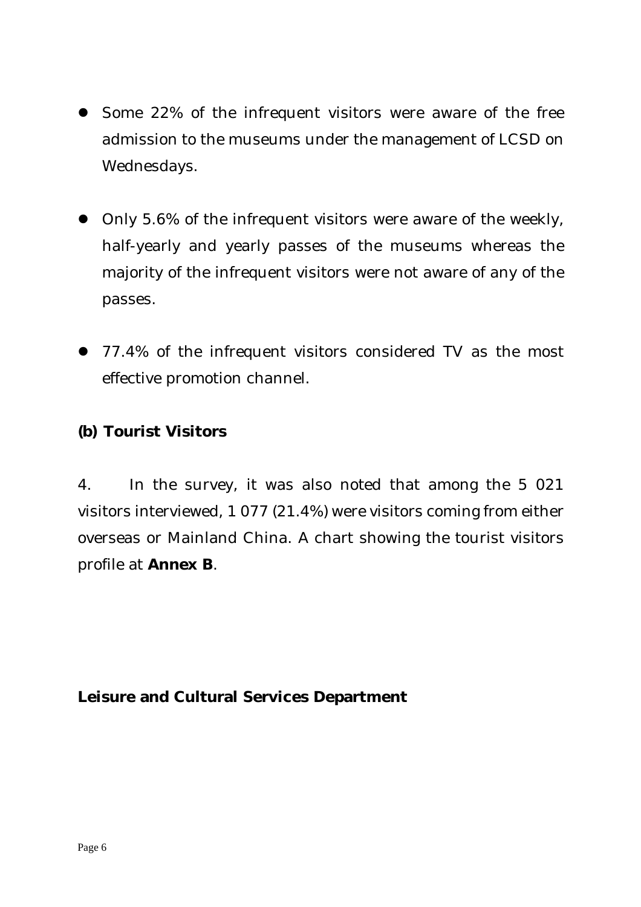- Some 22% of the infrequent visitors were aware of the free admission to the museums under the management of LCSD on Wednesdays.

- Only 5.6% of the infrequent visitors were aware of the weekly, half-yearly and yearly passes of the museums whereas the majority of the infrequent visitors were not aware of any of the passes.

- 77.4% of the infrequent visitors considered TV as the most effective promotion channel.

**(b) Tourist Visitors**

4. In the survey, it was also noted that among the 5 021 visitors interviewed, 1 077 (21.4%) were visitors coming from either overseas or Mainland China. A chart showing the tourist visitors profile at **Annex B**.

**Leisure and Cultural Services Department**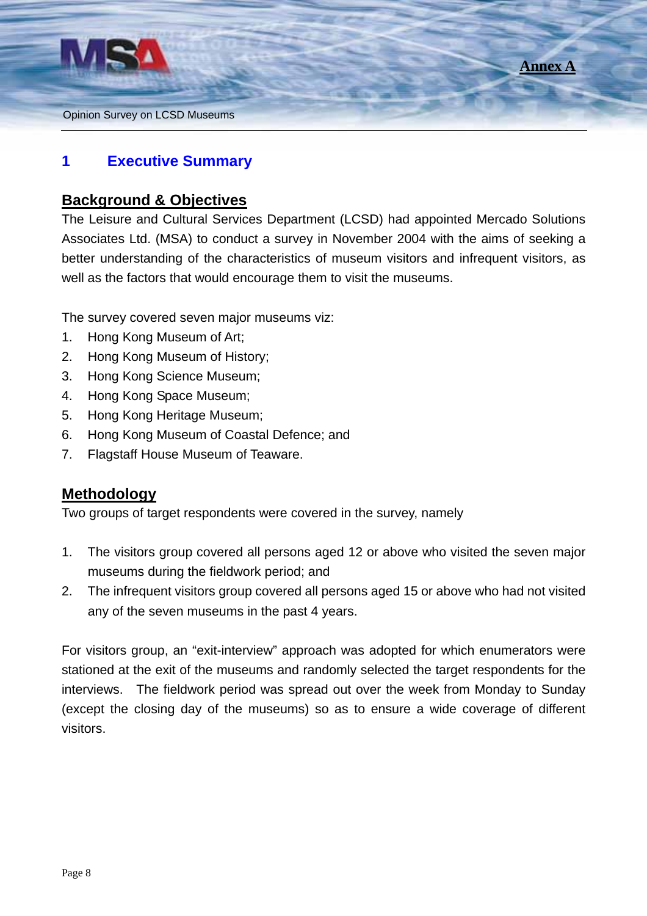Annex A

# 1 Executive Summary

## Background & Objectives

The Leisure and Cultural Services Department (LCSD) had appointed Mercado Solutions Associates Ltd. (MSA) to conduct a survey in November 2004 with the aims of seeking a better understanding of the characteristics of museum visitors and infrequent visitors, as well as the factors that would encourage them to visit the museums.

The survey covered seven major museums viz:

1. Hong Kong Museum of Art;
2. Hong Kong Museum of History;
3. Hong Kong Science Museum;
4. Hong Kong Space Museum;
5. Hong Kong Heritage Museum;
6. Hong Kong Museum of Coastal Defence; and
7. Flagstaff House Museum of Teaware.

## Methodology

Two groups of target respondents were covered in the survey, namely

1. The visitors group covered all persons aged 12 or above who visited the seven major museums during the fieldwork period; and
2. The infrequent visitors group covered all persons aged 15 or above who had not visited any of the seven museums in the past 4 years.

For visitors group, an "exit-interview" approach was adopted for which enumerators were stationed at the exit of the museums and randomly selected the target respondents for the interviews. The fieldwork period was spread out over the week from Monday to Sunday (except the closing day of the museums) so as to ensure a wide coverage of different visitors.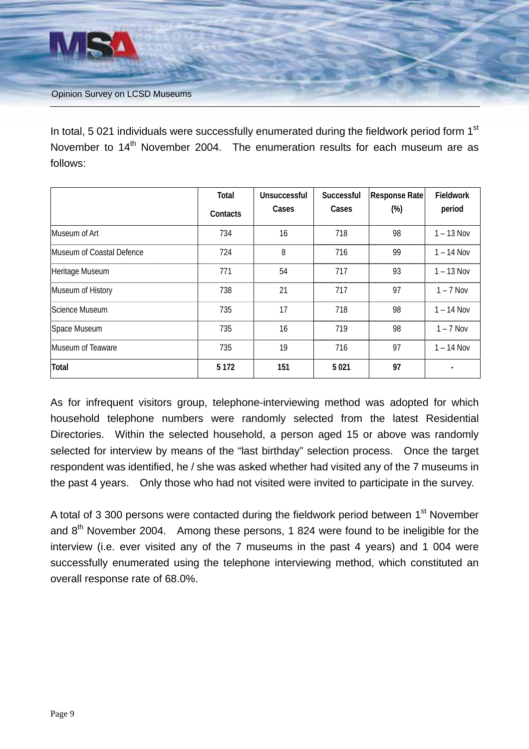In total, 5 021 individuals were successfully enumerated during the fieldwork period form 1st November to 14th November 2004. The enumeration results for each museum are as follows:

| | Total Contacts | Unsuccessful Cases | Successful Cases | Response Rate (%) | Fieldwork period |
|---|---|---|---|---|---|
| Museum of Art | 734 | 16 | 718 | 98 | 1 – 13 Nov |
| Museum of Coastal Defence | 724 | 8 | 716 | 99 | 1 – 14 Nov |
| Heritage Museum | 771 | 54 | 717 | 93 | 1 – 13 Nov |
| Museum of History | 738 | 21 | 717 | 97 | 1 – 7 Nov |
| Science Museum | 735 | 17 | 718 | 98 | 1 – 14 Nov |
| Space Museum | 735 | 16 | 719 | 98 | 1 – 7 Nov |
| Museum of Teaware | 735 | 19 | 716 | 97 | 1 – 14 Nov |
| **Total** | **5 172** | **151** | **5 021** | **97** | **-** |

As for infrequent visitors group, telephone-interviewing method was adopted for which household telephone numbers were randomly selected from the latest Residential Directories. Within the selected household, a person aged 15 or above was randomly selected for interview by means of the "last birthday" selection process. Once the target respondent was identified, he / she was asked whether had visited any of the 7 museums in the past 4 years. Only those who had not visited were invited to participate in the survey.

A total of 3 300 persons were contacted during the fieldwork period between 1st November and 8th November 2004. Among these persons, 1 824 were found to be ineligible for the interview (i.e. ever visited any of the 7 museums in the past 4 years) and 1 004 were successfully enumerated using the telephone interviewing method, which constituted an overall response rate of 68.0%.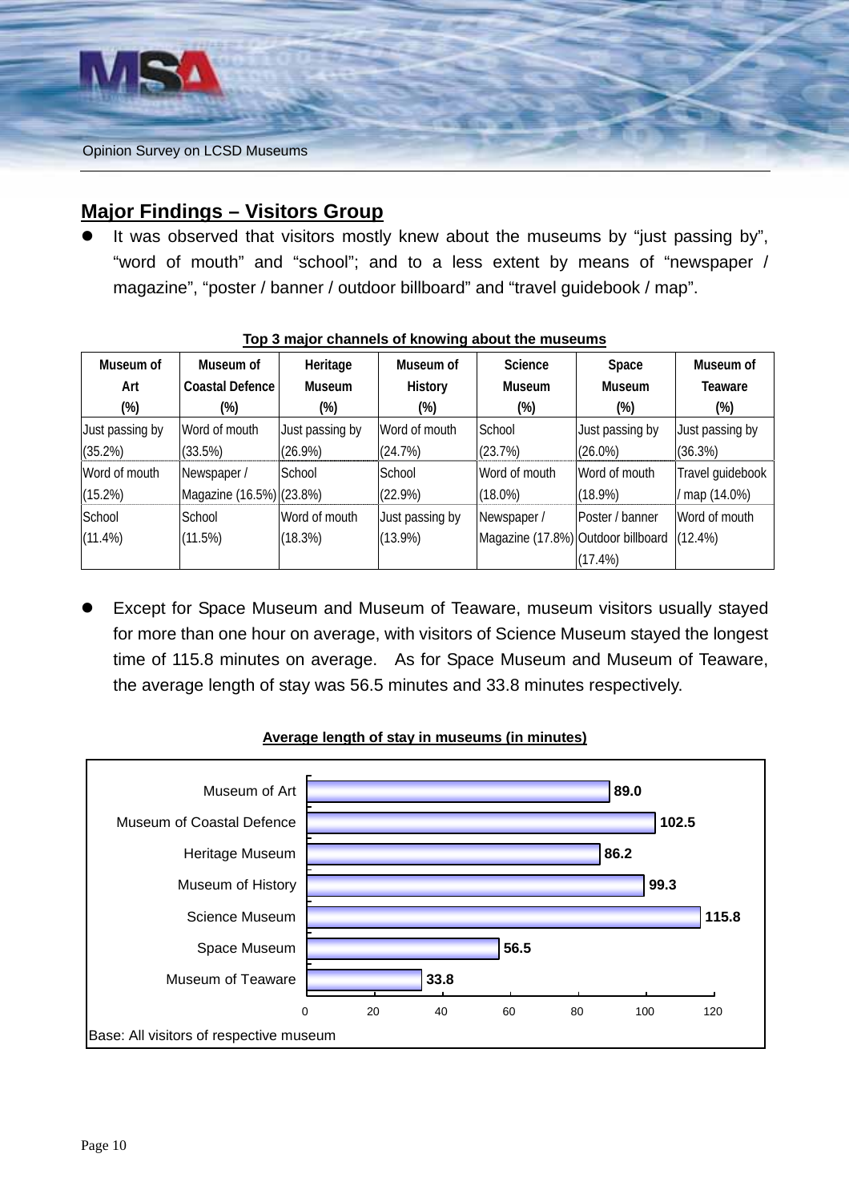## Major Findings – Visitors Group

- It was observed that visitors mostly knew about the museums by "just passing by", "word of mouth" and "school"; and to a less extent by means of "newspaper / magazine", "poster / banner / outdoor billboard" and "travel guidebook / map".

**Top 3 major channels of knowing about the museums**

| Museum of Art (%) | Museum of Coastal Defence (%) | Heritage Museum (%) | Museum of History (%) | Science Museum (%) | Space Museum (%) | Museum of Teaware (%) |
|---|---|---|---|---|---|---|
| Just passing by (35.2%) | Word of mouth (33.5%) | Just passing by (26.9%) | Word of mouth (24.7%) | School (23.7%) | Just passing by (26.0%) | Just passing by (36.3%) |
| Word of mouth (15.2%) | Newspaper / Magazine (16.5%) | School (23.8%) | School (22.9%) | Word of mouth (18.0%) | Word of mouth (18.9%) | Travel guidebook / map (14.0%) |
| School (11.4%) | School (11.5%) | Word of mouth (18.3%) | Just passing by (13.9%) | Newspaper / Magazine (17.8%) | Poster / banner Outdoor billboard (17.4%) | Word of mouth (12.4%) |

- Except for Space Museum and Museum of Teaware, museum visitors usually stayed for more than one hour on average, with visitors of Science Museum stayed the longest time of 115.8 minutes on average. As for Space Museum and Museum of Teaware, the average length of stay was 56.5 minutes and 33.8 minutes respectively.

**Average length of stay in museums (in minutes)**

| Museum | Minutes |
|---|---|
| Museum of Art | 89.0 |
| Museum of Coastal Defence | 102.5 |
| Heritage Museum | 86.2 |
| Museum of History | 99.3 |
| Science Museum | 115.8 |
| Space Museum | 56.5 |
| Museum of Teaware | 33.8 |

Base: All visitors of respective museum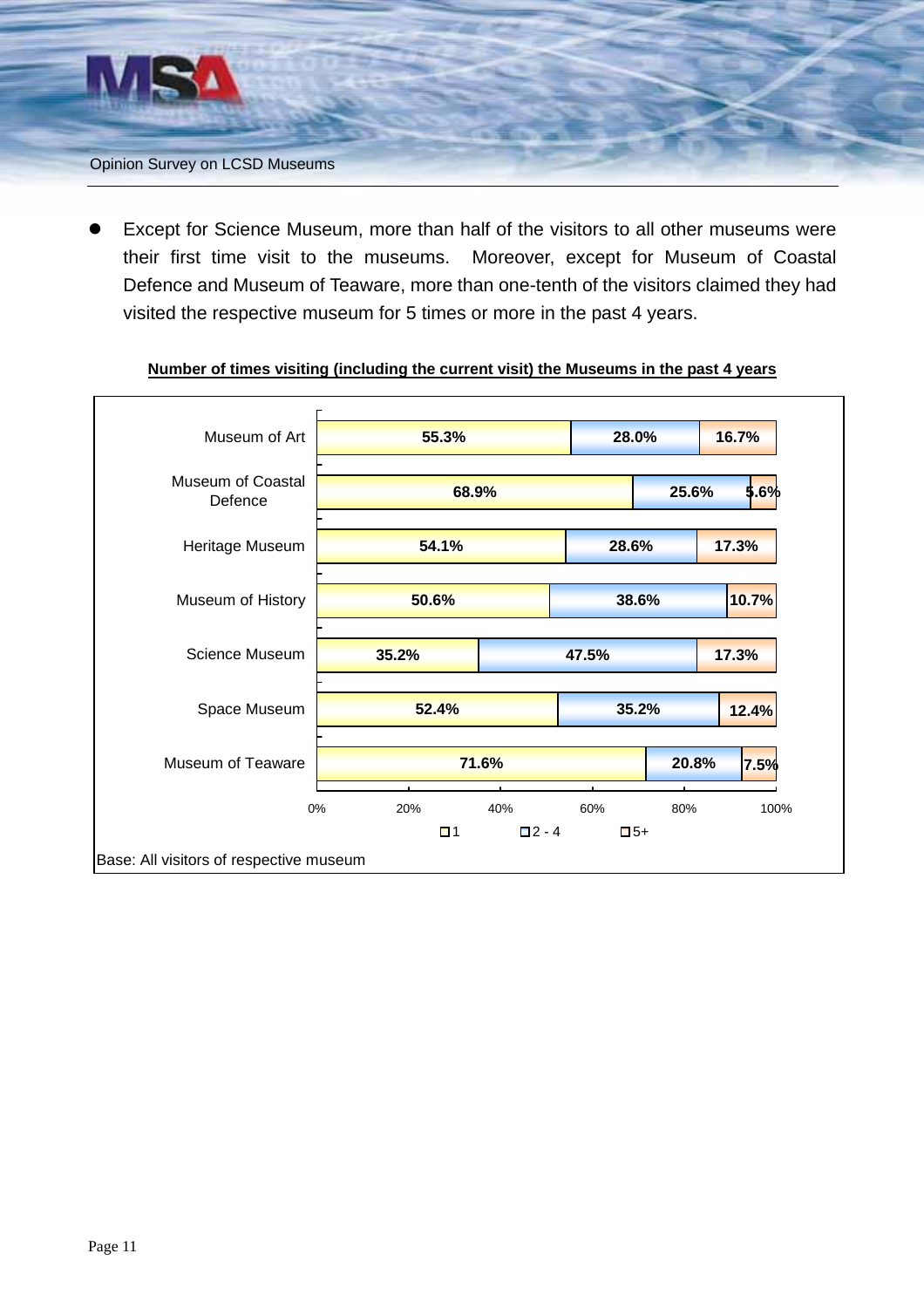- Except for Science Museum, more than half of the visitors to all other museums were their first time visit to the museums. Moreover, except for Museum of Coastal Defence and Museum of Teaware, more than one-tenth of the visitors claimed they had visited the respective museum for 5 times or more in the past 4 years.

**Number of times visiting (including the current visit) the Museums in the past 4 years**

| Museum | 1 | 2 - 4 | 5+ |
|---|---|---|---|
| Museum of Art | 55.3% | 28.0% | 16.7% |
| Museum of Coastal Defence | 68.9% | 25.6% | 5.6% |
| Heritage Museum | 54.1% | 28.6% | 17.3% |
| Museum of History | 50.6% | 38.6% | 10.7% |
| Science Museum | 35.2% | 47.5% | 17.3% |
| Space Museum | 52.4% | 35.2% | 12.4% |
| Museum of Teaware | 71.6% | 20.8% | 7.5% |

Base: All visitors of respective museum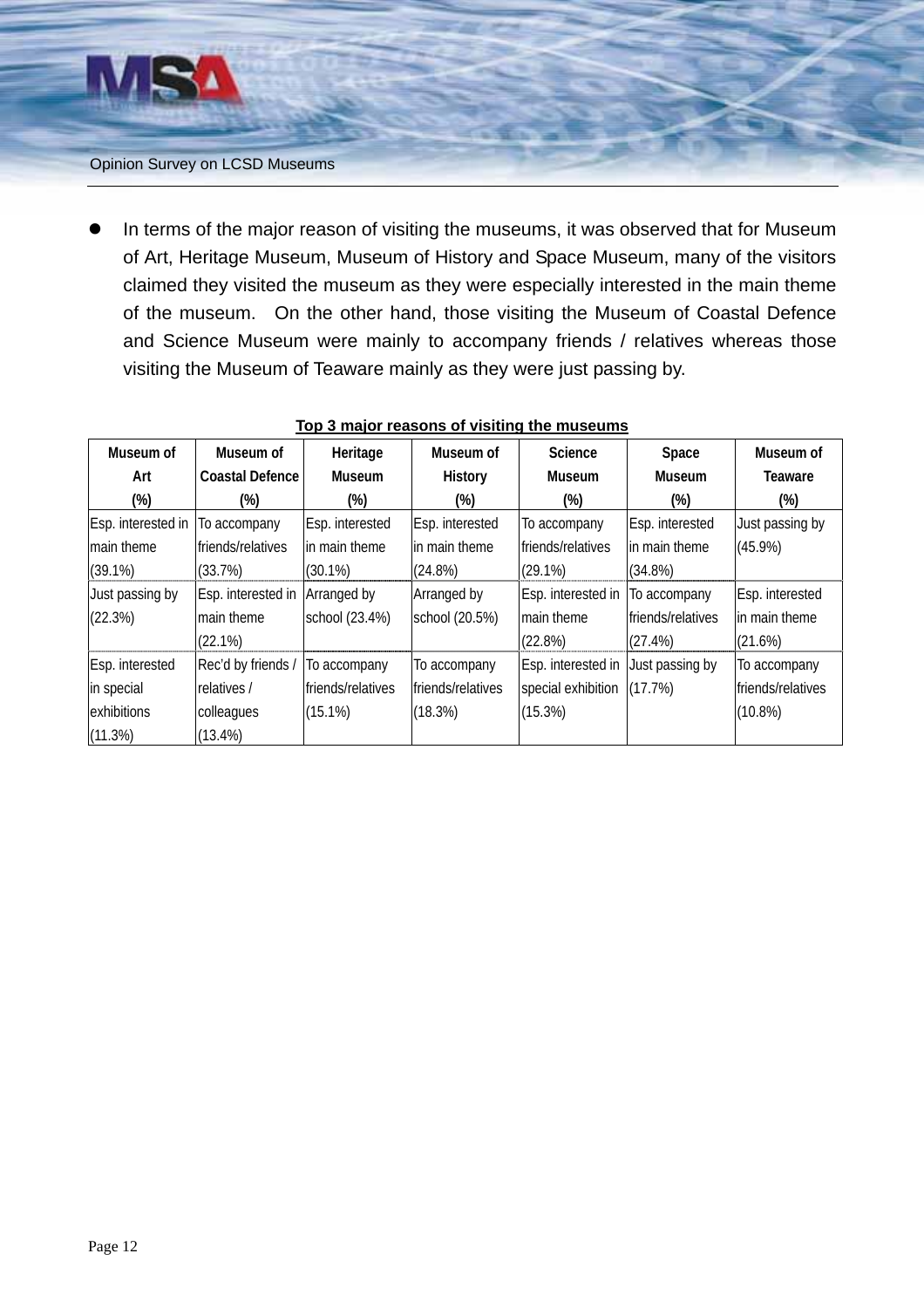- In terms of the major reason of visiting the museums, it was observed that for Museum of Art, Heritage Museum, Museum of History and Space Museum, many of the visitors claimed they visited the museum as they were especially interested in the main theme of the museum. On the other hand, those visiting the Museum of Coastal Defence and Science Museum were mainly to accompany friends / relatives whereas those visiting the Museum of Teaware mainly as they were just passing by.

**Top 3 major reasons of visiting the museums**

| Museum of Art (%) | Museum of Coastal Defence (%) | Heritage Museum (%) | Museum of History (%) | Science Museum (%) | Space Museum (%) | Museum of Teaware (%) |
|---|---|---|---|---|---|---|
| Esp. interested in main theme (39.1%) | To accompany friends/relatives (33.7%) | Esp. interested in main theme (30.1%) | Esp. interested in main theme (24.8%) | To accompany friends/relatives (29.1%) | Esp. interested in main theme (34.8%) | Just passing by (45.9%) |
| Just passing by (22.3%) | Esp. interested in main theme (22.1%) | Arranged by school (23.4%) | Arranged by school (20.5%) | Esp. interested in main theme (22.8%) | To accompany friends/relatives (27.4%) | Esp. interested in main theme (21.6%) |
| Esp. interested in special exhibitions (11.3%) | Rec'd by friends / relatives / colleagues (13.4%) | To accompany friends/relatives (15.1%) | To accompany friends/relatives (18.3%) | Esp. interested in special exhibition (15.3%) | Just passing by (17.7%) | To accompany friends/relatives (10.8%) |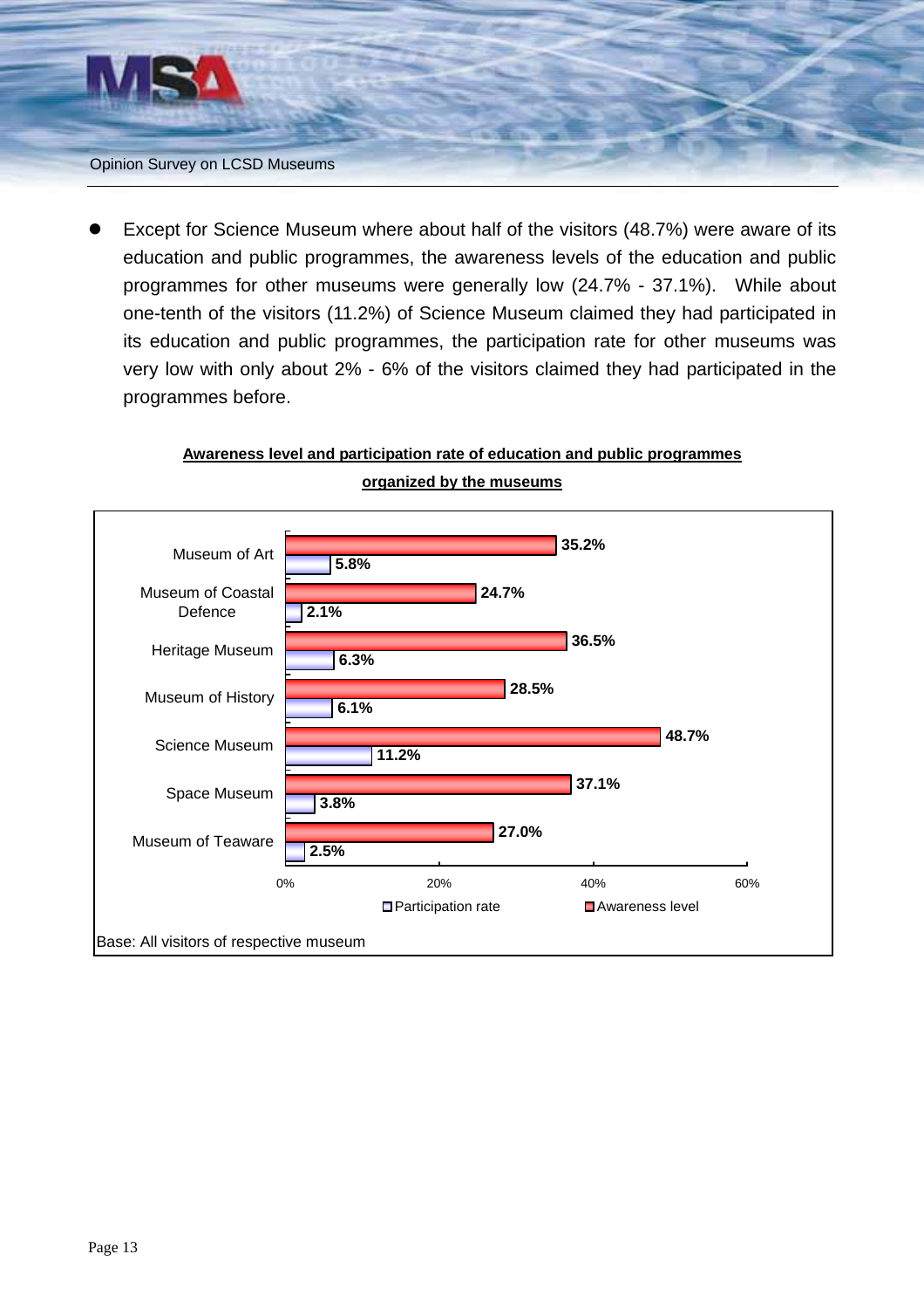- Except for Science Museum where about half of the visitors (48.7%) were aware of its education and public programmes, the awareness levels of the education and public programmes for other museums were generally low (24.7% - 37.1%). While about one-tenth of the visitors (11.2%) of Science Museum claimed they had participated in its education and public programmes, the participation rate for other museums was very low with only about 2% - 6% of the visitors claimed they had participated in the programmes before.

**Awareness level and participation rate of education and public programmes organized by the museums**

| Museum | Awareness level | Participation rate |
| --- | --- | --- |
| Museum of Art | 35.2% | 5.8% |
| Museum of Coastal Defence | 24.7% | 2.1% |
| Heritage Museum | 36.5% | 6.3% |
| Museum of History | 28.5% | 6.1% |
| Science Museum | 48.7% | 11.2% |
| Space Museum | 37.1% | 3.8% |
| Museum of Teaware | 27.0% | 2.5% |

Base: All visitors of respective museum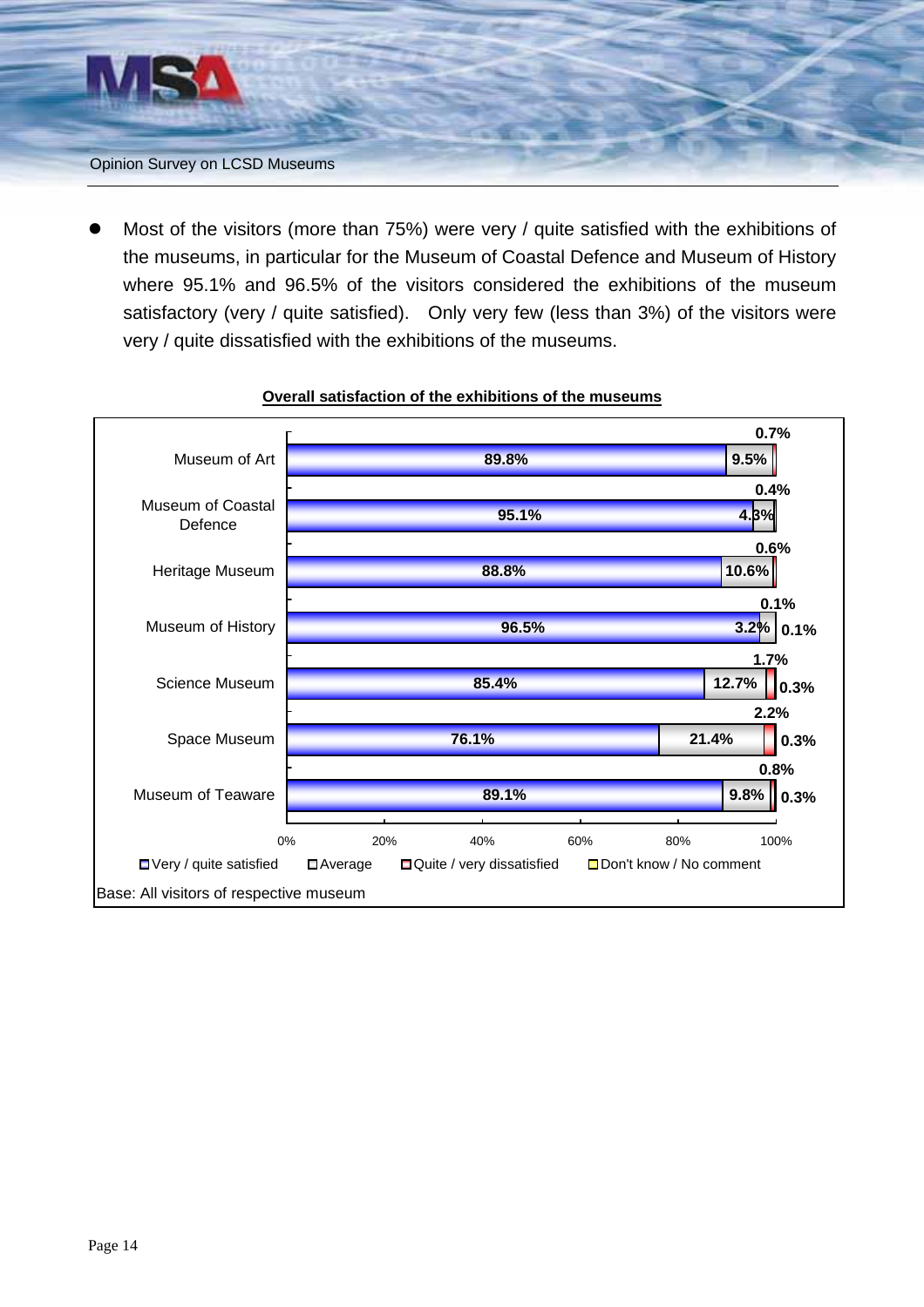- Most of the visitors (more than 75%) were very / quite satisfied with the exhibitions of the museums, in particular for the Museum of Coastal Defence and Museum of History where 95.1% and 96.5% of the visitors considered the exhibitions of the museum satisfactory (very / quite satisfied). Only very few (less than 3%) of the visitors were very / quite dissatisfied with the exhibitions of the museums.

**Overall satisfaction of the exhibitions of the museums**

| Museum | Very / quite satisfied | Average | Quite / very dissatisfied | Don't know / No comment |
|---|---|---|---|---|
| Museum of Art | 89.8% | 9.5% | 0.7% | |
| Museum of Coastal Defence | 95.1% | 4.3% | 0.4% | |
| Heritage Museum | 88.8% | 10.6% | 0.6% | |
| Museum of History | 96.5% | 3.2% | 0.1% | 0.1% |
| Science Museum | 85.4% | 12.7% | 1.7% | 0.3% |
| Space Museum | 76.1% | 21.4% | 2.2% | 0.3% |
| Museum of Teaware | 89.1% | 9.8% | 0.8% | 0.3% |

Base: All visitors of respective museum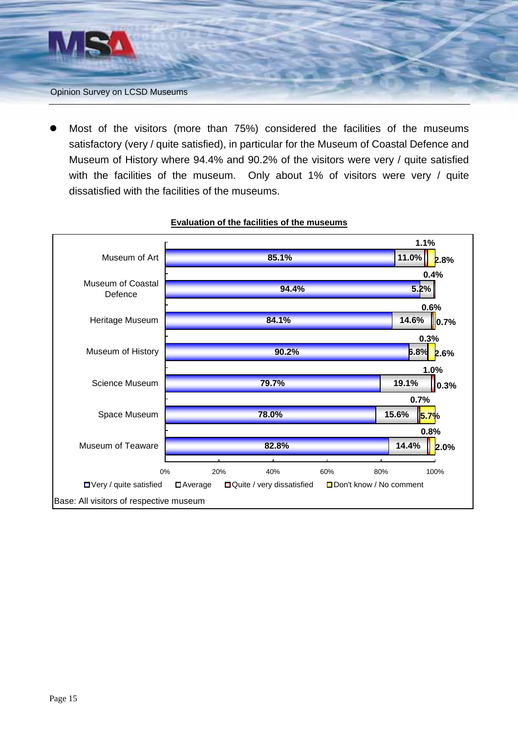- Most of the visitors (more than 75%) considered the facilities of the museums satisfactory (very / quite satisfied), in particular for the Museum of Coastal Defence and Museum of History where 94.4% and 90.2% of the visitors were very / quite satisfied with the facilities of the museum. Only about 1% of visitors were very / quite dissatisfied with the facilities of the museums.

**Evaluation of the facilities of the museums**

| Museum | Very / quite satisfied | Average | Quite / very dissatisfied | Don't know / No comment |
|---|---|---|---|---|
| Museum of Art | 85.1% | 11.0% | 1.1% | 2.8% |
| Museum of Coastal Defence | 94.4% | 5.2% | 0.4% | |
| Heritage Museum | 84.1% | 14.6% | 0.6% | 0.7% |
| Museum of History | 90.2% | 6.8% | 0.3% | 2.6% |
| Science Museum | 79.7% | 19.1% | 1.0% | 0.3% |
| Space Museum | 78.0% | 15.6% | 0.7% | 5.7% |
| Museum of Teaware | 82.8% | 14.4% | 0.8% | 2.0% |

Base: All visitors of respective museum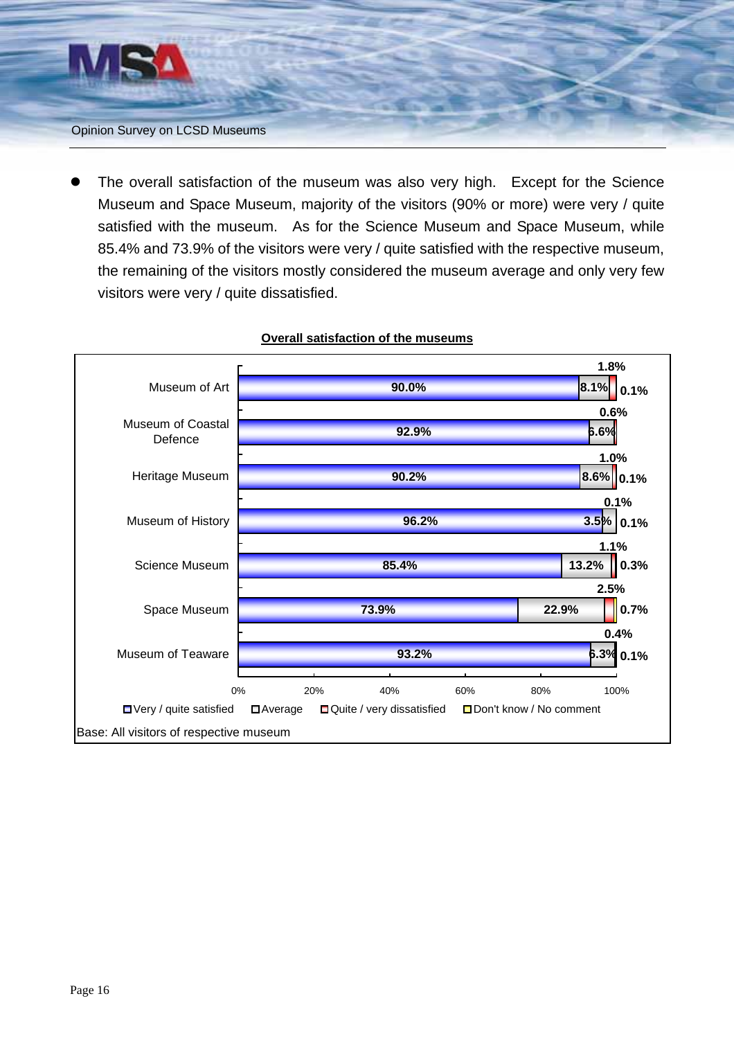- The overall satisfaction of the museum was also very high. Except for the Science Museum and Space Museum, majority of the visitors (90% or more) were very / quite satisfied with the museum. As for the Science Museum and Space Museum, while 85.4% and 73.9% of the visitors were very / quite satisfied with the respective museum, the remaining of the visitors mostly considered the museum average and only very few visitors were very / quite dissatisfied.

**Overall satisfaction of the museums**

| Museum | Very / quite satisfied | Average | Quite / very dissatisfied | Don't know / No comment |
|---|---|---|---|---|
| Museum of Art | 90.0% | 8.1% | 1.8% | 0.1% |
| Museum of Coastal Defence | 92.9% | 6.6% | 0.6% | |
| Heritage Museum | 90.2% | 8.6% | 1.0% | 0.1% |
| Museum of History | 96.2% | 3.5% | 0.1% | 0.1% |
| Science Museum | 85.4% | 13.2% | 1.1% | 0.3% |
| Space Museum | 73.9% | 22.9% | 2.5% | 0.7% |
| Museum of Teaware | 93.2% | 6.3% | 0.4% | 0.1% |

Base: All visitors of respective museum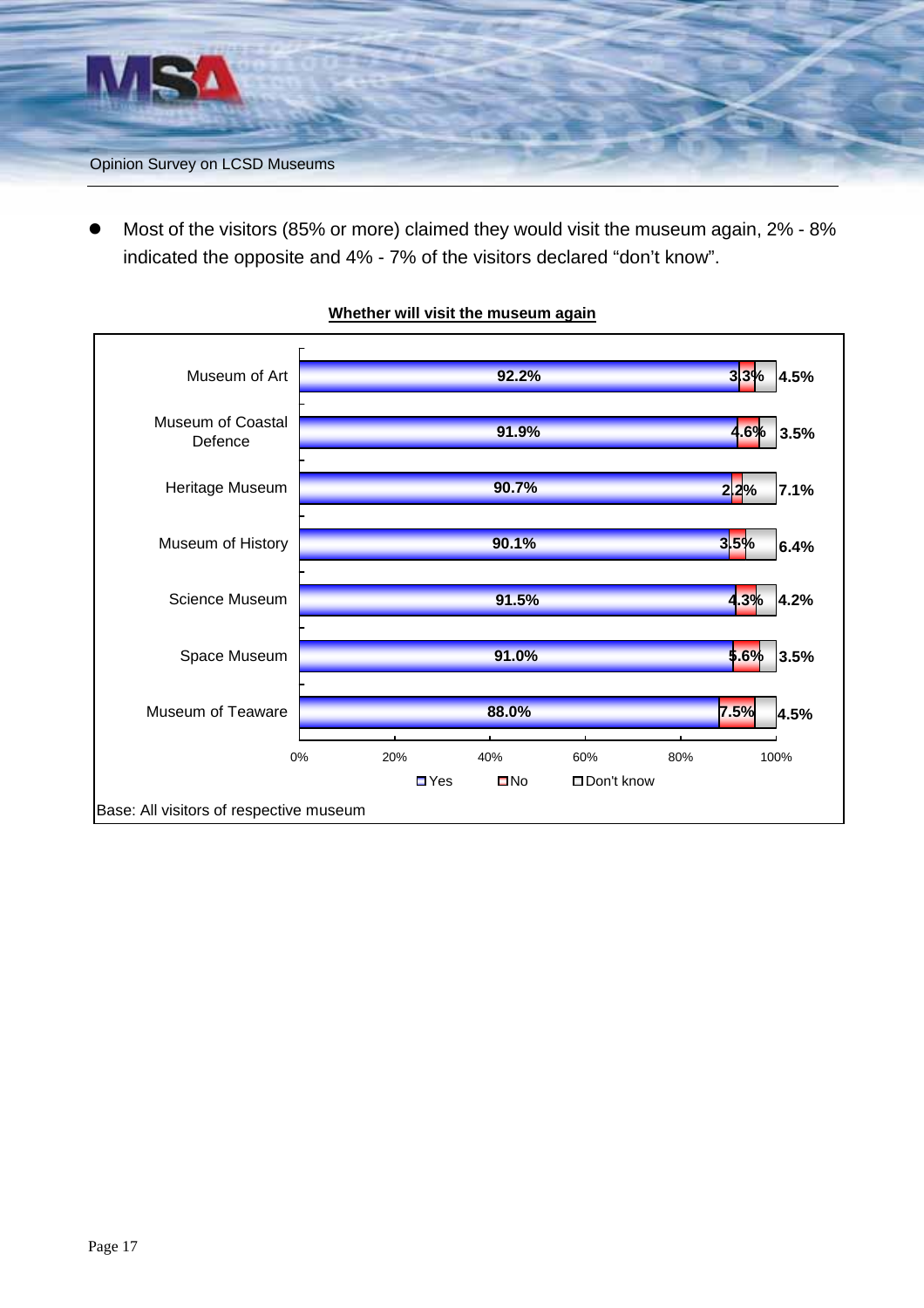- Most of the visitors (85% or more) claimed they would visit the museum again, 2% - 8% indicated the opposite and 4% - 7% of the visitors declared "don't know".

**Whether will visit the museum again**

| Museum | Yes | No | Don't know |
|---|---|---|---|
| Museum of Art | 92.2% | 3.3% | 4.5% |
| Museum of Coastal Defence | 91.9% | 4.6% | 3.5% |
| Heritage Museum | 90.7% | 2.2% | 7.1% |
| Museum of History | 90.1% | 3.5% | 6.4% |
| Science Museum | 91.5% | 4.3% | 4.2% |
| Space Museum | 91.0% | 5.6% | 3.5% |
| Museum of Teaware | 88.0% | 7.5% | 4.5% |

Base: All visitors of respective museum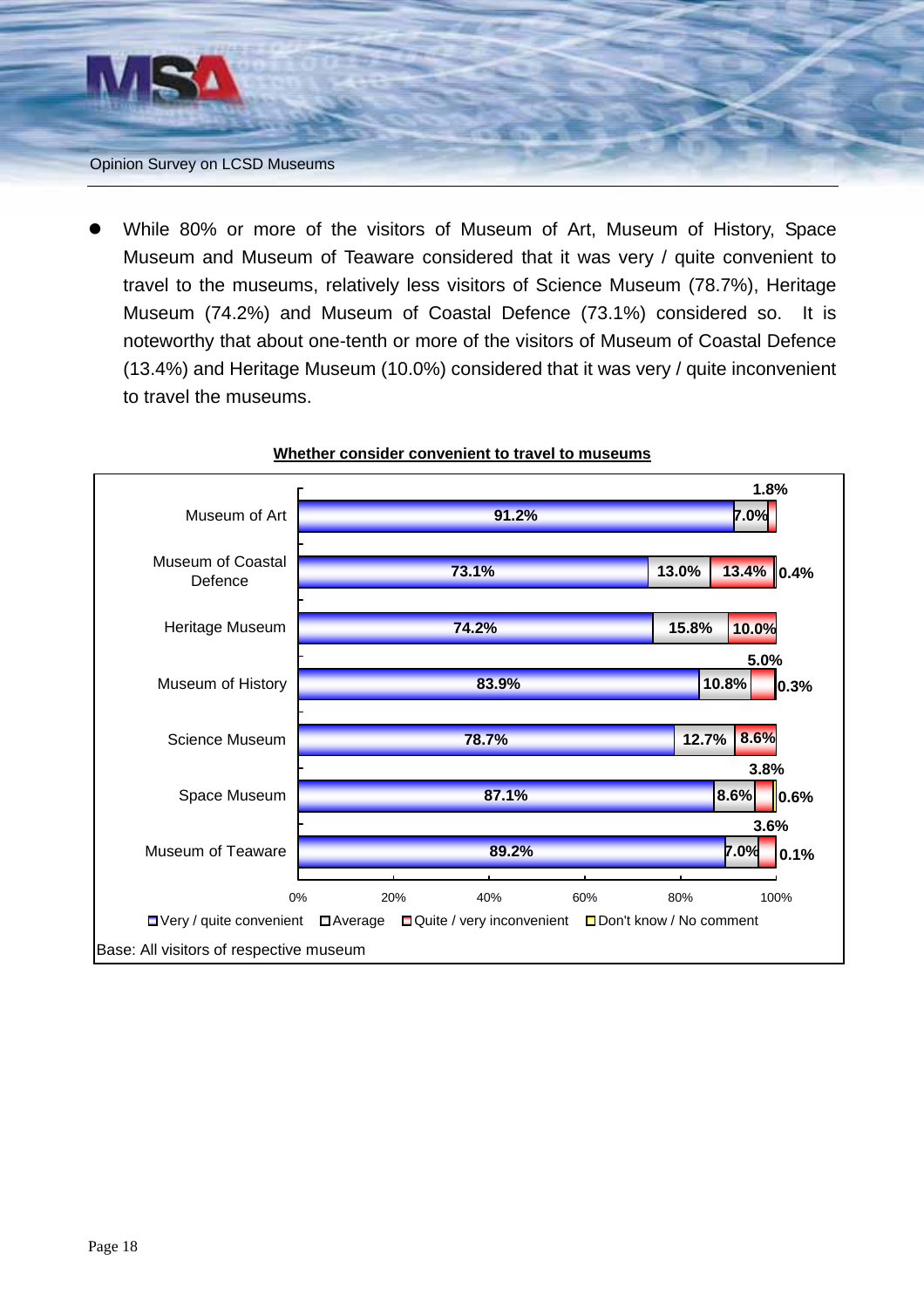- While 80% or more of the visitors of Museum of Art, Museum of History, Space Museum and Museum of Teaware considered that it was very / quite convenient to travel to the museums, relatively less visitors of Science Museum (78.7%), Heritage Museum (74.2%) and Museum of Coastal Defence (73.1%) considered so. It is noteworthy that about one-tenth or more of the visitors of Museum of Coastal Defence (13.4%) and Heritage Museum (10.0%) considered that it was very / quite inconvenient to travel the museums.

**Whether consider convenient to travel to museums**

| Museum | Very / quite convenient | Average | Quite / very inconvenient | Don't know / No comment |
|---|---|---|---|---|
| Museum of Art | 91.2% | 7.0% | 1.8% | |
| Museum of Coastal Defence | 73.1% | 13.0% | 13.4% | 0.4% |
| Heritage Museum | 74.2% | 15.8% | 10.0% | |
| Museum of History | 83.9% | 10.8% | 5.0% | 0.3% |
| Science Museum | 78.7% | 12.7% | 8.6% | |
| Space Museum | 87.1% | 8.6% | 3.8% | 0.6% |
| Museum of Teaware | 89.2% | 7.0% | 3.6% | 0.1% |

Base: All visitors of respective museum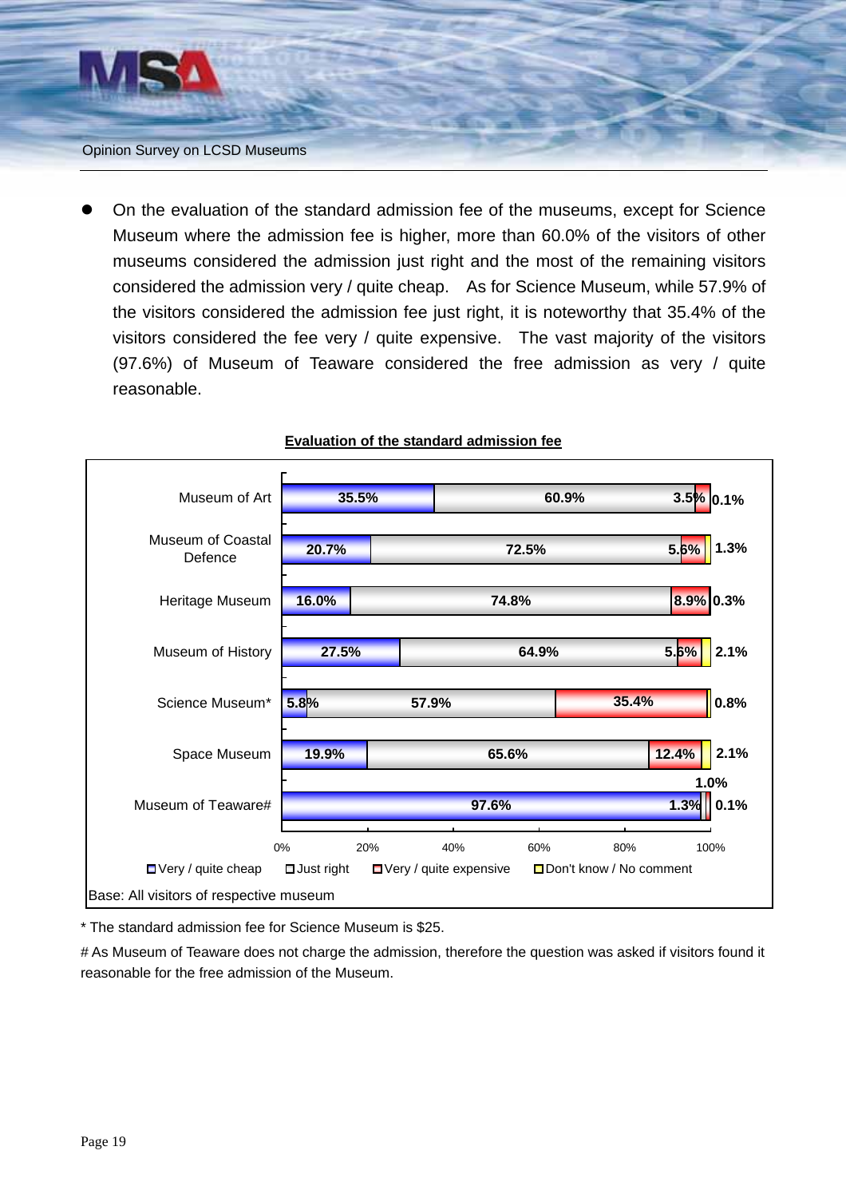- On the evaluation of the standard admission fee of the museums, except for Science Museum where the admission fee is higher, more than 60.0% of the visitors of other museums considered the admission just right and the most of the remaining visitors considered the admission very / quite cheap. As for Science Museum, while 57.9% of the visitors considered the admission fee just right, it is noteworthy that 35.4% of the visitors considered the fee very / quite expensive. The vast majority of the visitors (97.6%) of Museum of Teaware considered the free admission as very / quite reasonable.

**Evaluation of the standard admission fee**

| Museum | Very / quite cheap | Just right | Very / quite expensive | Don't know / No comment |
|---|---|---|---|---|
| Museum of Art | 35.5% | 60.9% | 3.5% | 0.1% |
| Museum of Coastal Defence | 20.7% | 72.5% | 5.6% | 1.3% |
| Heritage Museum | 16.0% | 74.8% | 8.9% | 0.3% |
| Museum of History | 27.5% | 64.9% | 5.6% | 2.1% |
| Science Museum* | 5.8% | 57.9% | 35.4% | 0.8% |
| Space Museum | 19.9% | 65.6% | 12.4% | 2.1% |
| Museum of Teaware# | 97.6% | 1.3% | 1.0% | 0.1% |

Base: All visitors of respective museum

\* The standard admission fee for Science Museum is $25.

# As Museum of Teaware does not charge the admission, therefore the question was asked if visitors found it reasonable for the free admission of the Museum.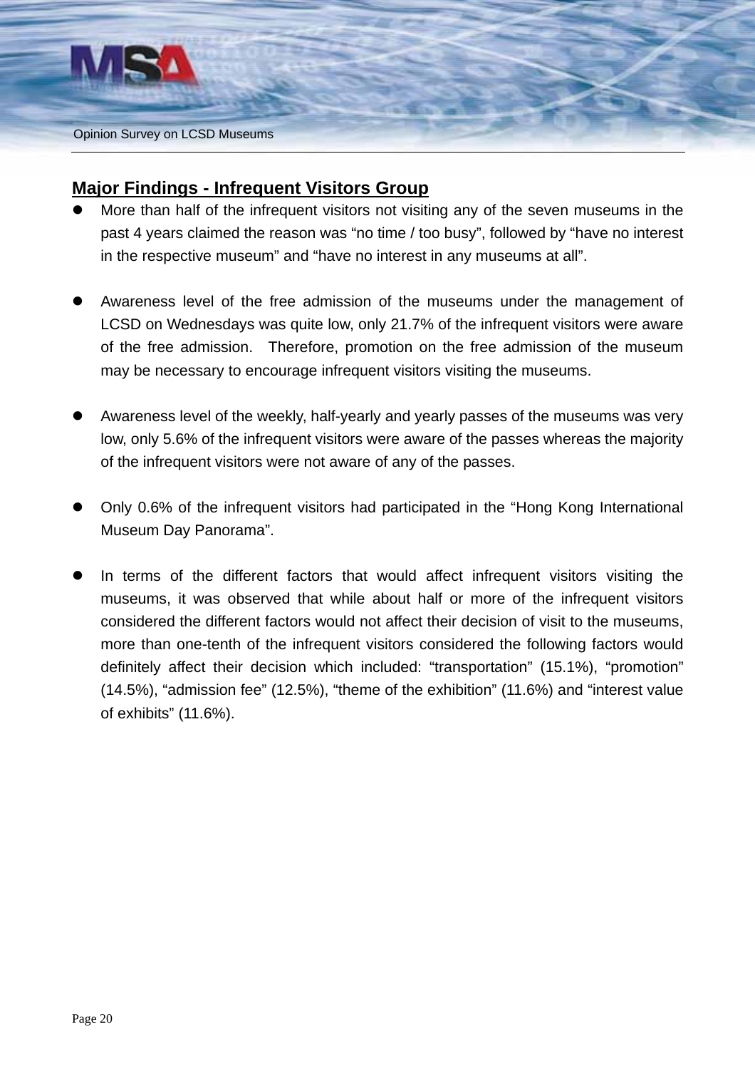## Major Findings - Infrequent Visitors Group

- More than half of the infrequent visitors not visiting any of the seven museums in the past 4 years claimed the reason was "no time / too busy", followed by "have no interest in the respective museum" and "have no interest in any museums at all".

- Awareness level of the free admission of the museums under the management of LCSD on Wednesdays was quite low, only 21.7% of the infrequent visitors were aware of the free admission. Therefore, promotion on the free admission of the museum may be necessary to encourage infrequent visitors visiting the museums.

- Awareness level of the weekly, half-yearly and yearly passes of the museums was very low, only 5.6% of the infrequent visitors were aware of the passes whereas the majority of the infrequent visitors were not aware of any of the passes.

- Only 0.6% of the infrequent visitors had participated in the "Hong Kong International Museum Day Panorama".

- In terms of the different factors that would affect infrequent visitors visiting the museums, it was observed that while about half or more of the infrequent visitors considered the different factors would not affect their decision of visit to the museums, more than one-tenth of the infrequent visitors considered the following factors would definitely affect their decision which included: "transportation" (15.1%), "promotion" (14.5%), "admission fee" (12.5%), "theme of the exhibition" (11.6%) and "interest value of exhibits" (11.6%).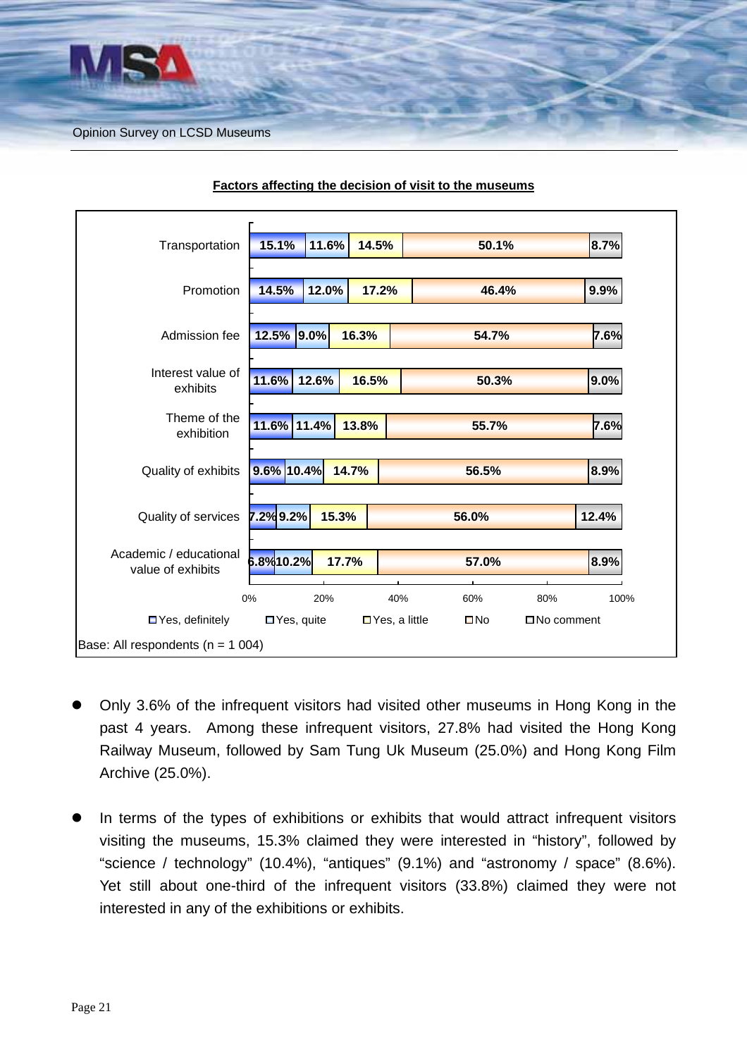**Factors affecting the decision of visit to the museums**

| | Yes, definitely | Yes, quite | Yes, a little | No | No comment |
|---|---|---|---|---|---|
| Transportation | 15.1% | 11.6% | 14.5% | 50.1% | 8.7% |
| Promotion | 14.5% | 12.0% | 17.2% | 46.4% | 9.9% |
| Admission fee | 12.5% | 9.0% | 16.3% | 54.7% | 7.6% |
| Interest value of exhibits | 11.6% | 12.6% | 16.5% | 50.3% | 9.0% |
| Theme of the exhibition | 11.6% | 11.4% | 13.8% | 55.7% | 7.6% |
| Quality of exhibits | 9.6% | 10.4% | 14.7% | 56.5% | 8.9% |
| Quality of services | 7.2% | 9.2% | 15.3% | 56.0% | 12.4% |
| Academic / educational value of exhibits | 6.8% | 10.2% | 17.7% | 57.0% | 8.9% |

Base: All respondents (n = 1 004)

- Only 3.6% of the infrequent visitors had visited other museums in Hong Kong in the past 4 years. Among these infrequent visitors, 27.8% had visited the Hong Kong Railway Museum, followed by Sam Tung Uk Museum (25.0%) and Hong Kong Film Archive (25.0%).

- In terms of the types of exhibitions or exhibits that would attract infrequent visitors visiting the museums, 15.3% claimed they were interested in "history", followed by "science / technology" (10.4%), "antiques" (9.1%) and "astronomy / space" (8.6%). Yet still about one-third of the infrequent visitors (33.8%) claimed they were not interested in any of the exhibitions or exhibits.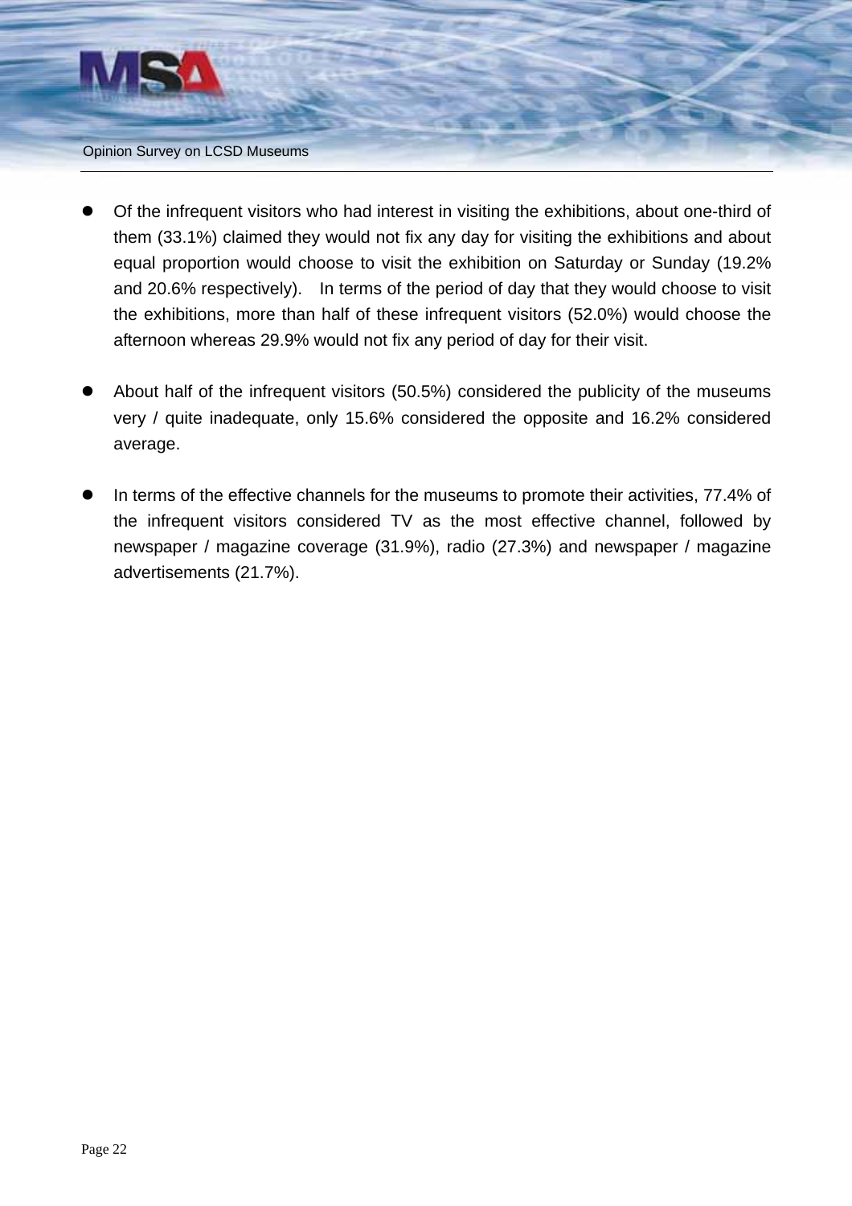- Of the infrequent visitors who had interest in visiting the exhibitions, about one-third of them (33.1%) claimed they would not fix any day for visiting the exhibitions and about equal proportion would choose to visit the exhibition on Saturday or Sunday (19.2% and 20.6% respectively). In terms of the period of day that they would choose to visit the exhibitions, more than half of these infrequent visitors (52.0%) would choose the afternoon whereas 29.9% would not fix any period of day for their visit.

- About half of the infrequent visitors (50.5%) considered the publicity of the museums very / quite inadequate, only 15.6% considered the opposite and 16.2% considered average.

- In terms of the effective channels for the museums to promote their activities, 77.4% of the infrequent visitors considered TV as the most effective channel, followed by newspaper / magazine coverage (31.9%), radio (27.3%) and newspaper / magazine advertisements (21.7%).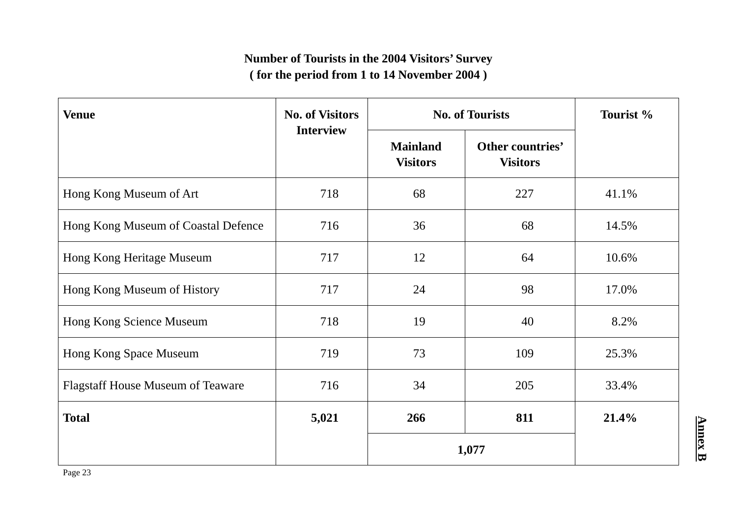**Number of Tourists in the 2004 Visitors' Survey**
**( for the period from 1 to 14 November 2004 )**

| Venue | No. of Visitors Interview | No. of Tourists | | Tourist % |
|---|---|---|---|---|
| | | Mainland Visitors | Other countries' Visitors | |
| Hong Kong Museum of Art | 718 | 68 | 227 | 41.1% |
| Hong Kong Museum of Coastal Defence | 716 | 36 | 68 | 14.5% |
| Hong Kong Heritage Museum | 717 | 12 | 64 | 10.6% |
| Hong Kong Museum of History | 717 | 24 | 98 | 17.0% |
| Hong Kong Science Museum | 718 | 19 | 40 | 8.2% |
| Hong Kong Space Museum | 719 | 73 | 109 | 25.3% |
| Flagstaff House Museum of Teaware | 716 | 34 | 205 | 33.4% |
| **Total** | **5,021** | **266** | **811** | **21.4%** |
| | | **1,077** | | |

**Annex B**